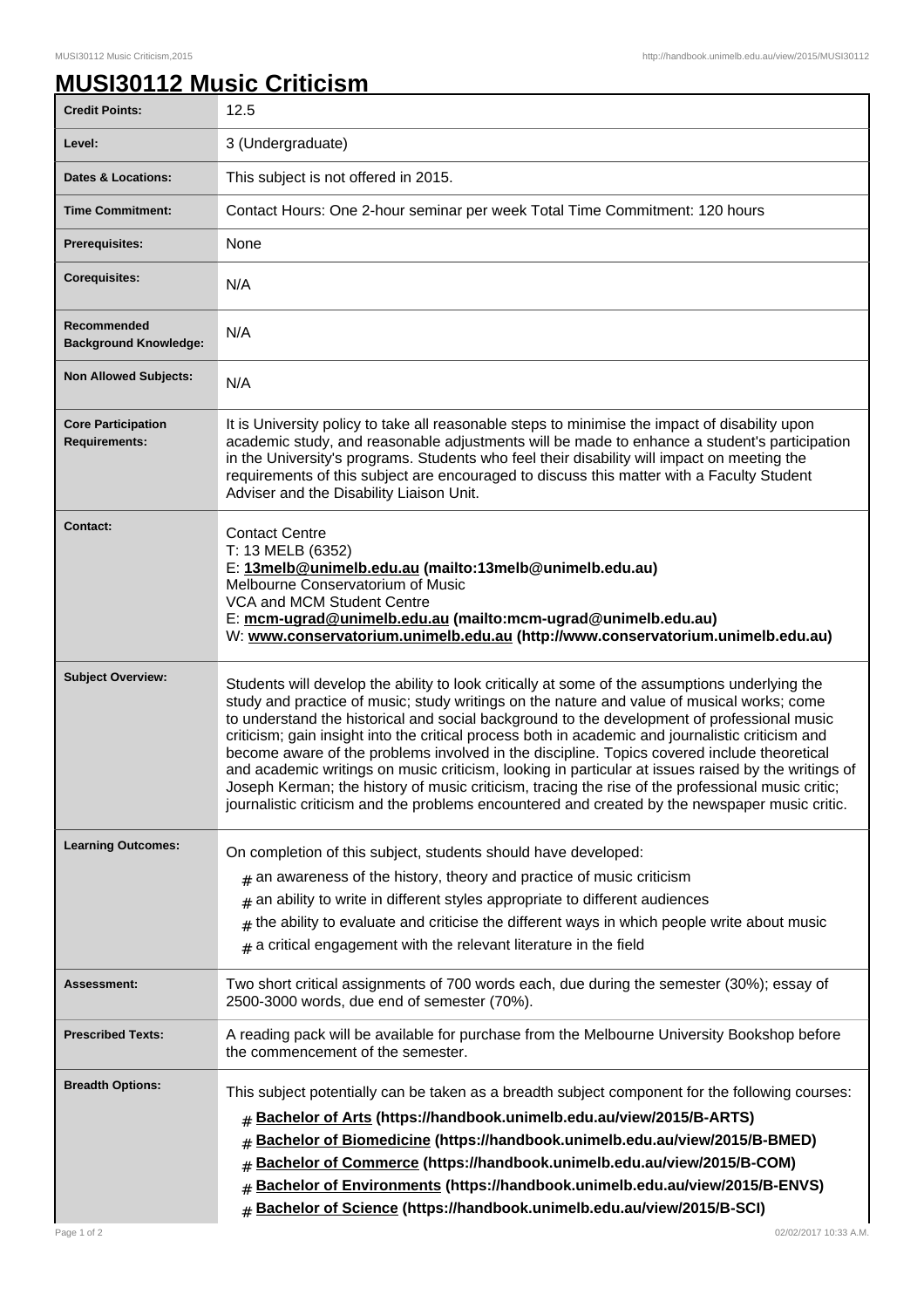# MUSI30112 Music Criticism

| | |
|---|---|
| **Credit Points:** | 12.5 |
| **Level:** | 3 (Undergraduate) |
| **Dates & Locations:** | This subject is not offered in 2015. |
| **Time Commitment:** | Contact Hours: One 2-hour seminar per week Total Time Commitment: 120 hours |
| **Prerequisites:** | None |
| **Corequisites:** | N/A |
| **Recommended Background Knowledge:** | N/A |
| **Non Allowed Subjects:** | N/A |
| **Core Participation Requirements:** | It is University policy to take all reasonable steps to minimise the impact of disability upon academic study, and reasonable adjustments will be made to enhance a student's participation in the University's programs. Students who feel their disability will impact on meeting the requirements of this subject are encouraged to discuss this matter with a Faculty Student Adviser and the Disability Liaison Unit. |
| **Contact:** | Contact Centre<br>T: 13 MELB (6352)<br>E: **13melb@unimelb.edu.au (mailto:13melb@unimelb.edu.au)**<br>Melbourne Conservatorium of Music<br>VCA and MCM Student Centre<br>E: **mcm-ugrad@unimelb.edu.au (mailto:mcm-ugrad@unimelb.edu.au)**<br>W: **www.conservatorium.unimelb.edu.au (http://www.conservatorium.unimelb.edu.au)** |
| **Subject Overview:** | Students will develop the ability to look critically at some of the assumptions underlying the study and practice of music; study writings on the nature and value of musical works; come to understand the historical and social background to the development of professional music criticism; gain insight into the critical process both in academic and journalistic criticism and become aware of the problems involved in the discipline. Topics covered include theoretical and academic writings on music criticism, looking in particular at issues raised by the writings of Joseph Kerman; the history of music criticism, tracing the rise of the professional music critic; journalistic criticism and the problems encountered and created by the newspaper music critic. |
| **Learning Outcomes:** | On completion of this subject, students should have developed:<br># an awareness of the history, theory and practice of music criticism<br># an ability to write in different styles appropriate to different audiences<br># the ability to evaluate and criticise the different ways in which people write about music<br># a critical engagement with the relevant literature in the field |
| **Assessment:** | Two short critical assignments of 700 words each, due during the semester (30%); essay of 2500-3000 words, due end of semester (70%). |
| **Prescribed Texts:** | A reading pack will be available for purchase from the Melbourne University Bookshop before the commencement of the semester. |
| **Breadth Options:** | This subject potentially can be taken as a breadth subject component for the following courses:<br># **Bachelor of Arts (https://handbook.unimelb.edu.au/view/2015/B-ARTS)**<br># **Bachelor of Biomedicine (https://handbook.unimelb.edu.au/view/2015/B-BMED)**<br># **Bachelor of Commerce (https://handbook.unimelb.edu.au/view/2015/B-COM)**<br># **Bachelor of Environments (https://handbook.unimelb.edu.au/view/2015/B-ENVS)**<br># **Bachelor of Science (https://handbook.unimelb.edu.au/view/2015/B-SCI)** |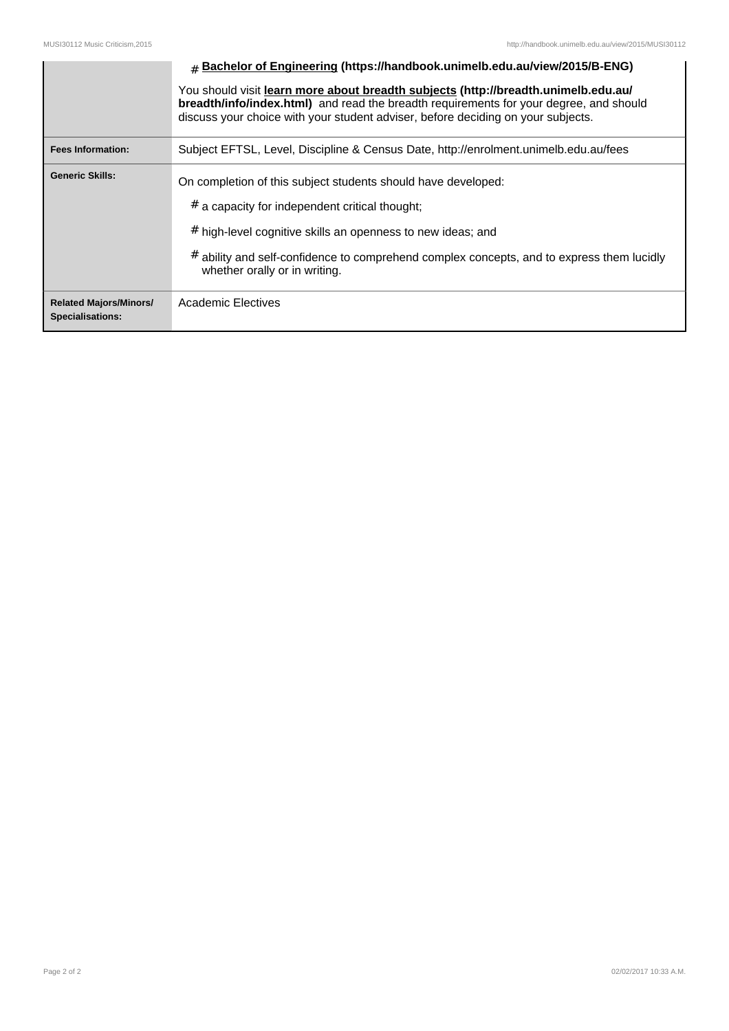| | |
|---|---|
| | # **Bachelor of Engineering** (https://handbook.unimelb.edu.au/view/2015/B-ENG)<br><br>You should visit **learn more about breadth subjects (http://breadth.unimelb.edu.au/breadth/info/index.html)** and read the breadth requirements for your degree, and should discuss your choice with your student adviser, before deciding on your subjects. |
| **Fees Information:** | Subject EFTSL, Level, Discipline & Census Date, http://enrolment.unimelb.edu.au/fees |
| **Generic Skills:** | On completion of this subject students should have developed:<br><br># a capacity for independent critical thought;<br><br># high-level cognitive skills an openness to new ideas; and<br><br># ability and self-confidence to comprehend complex concepts, and to express them lucidly whether orally or in writing. |
| **Related Majors/Minors/ Specialisations:** | Academic Electives |